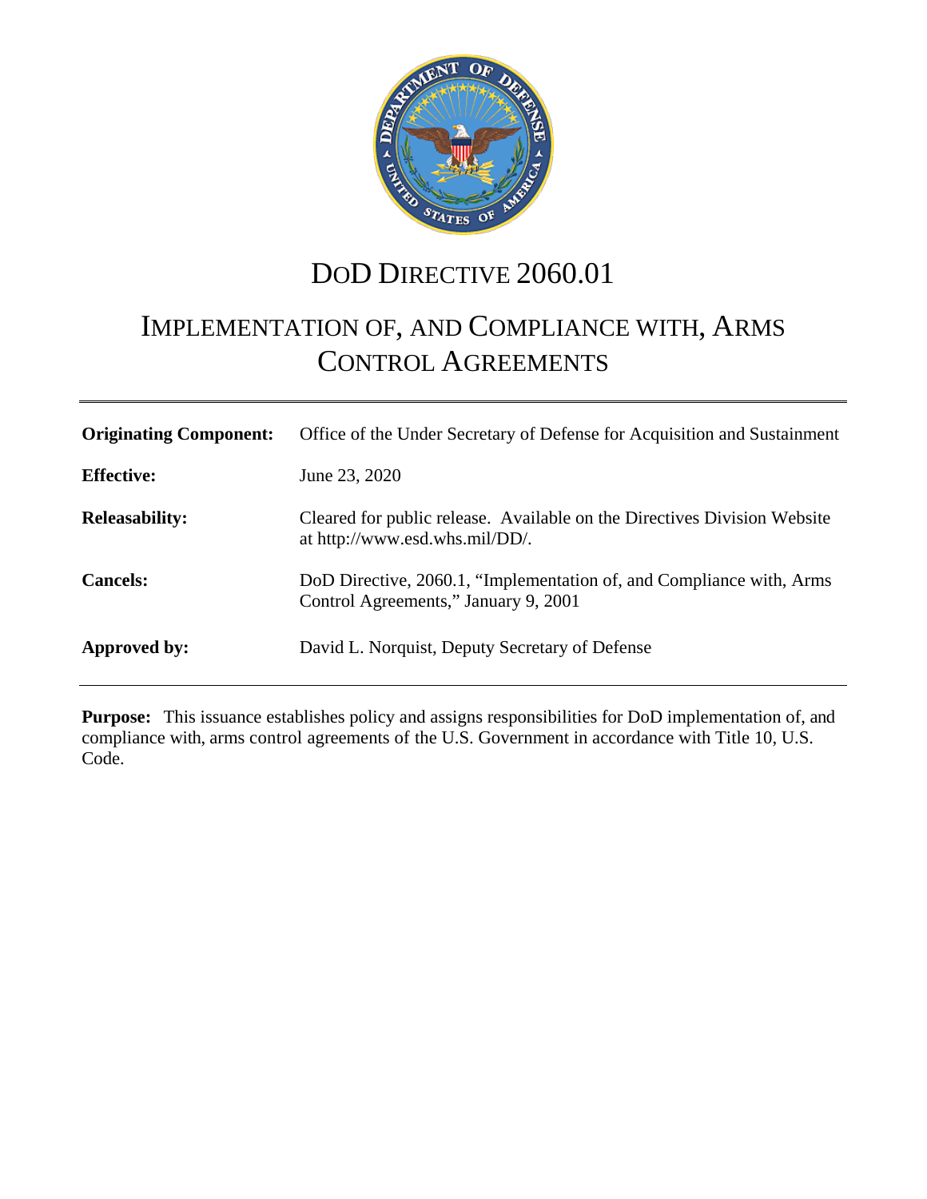# DoD DIRECTIVE 2060.01

# IMPLEMENTATION OF, AND COMPLIANCE WITH, ARMS CONTROL AGREEMENTS

| | |
|---|---|
| **Originating Component:** | Office of the Under Secretary of Defense for Acquisition and Sustainment |
| **Effective:** | June 23, 2020 |
| **Releasability:** | Cleared for public release. Available on the Directives Division Website at http://www.esd.whs.mil/DD/. |
| **Cancels:** | DoD Directive, 2060.1, "Implementation of, and Compliance with, Arms Control Agreements," January 9, 2001 |
| **Approved by:** | David L. Norquist, Deputy Secretary of Defense |

**Purpose:** This issuance establishes policy and assigns responsibilities for DoD implementation of, and compliance with, arms control agreements of the U.S. Government in accordance with Title 10, U.S. Code.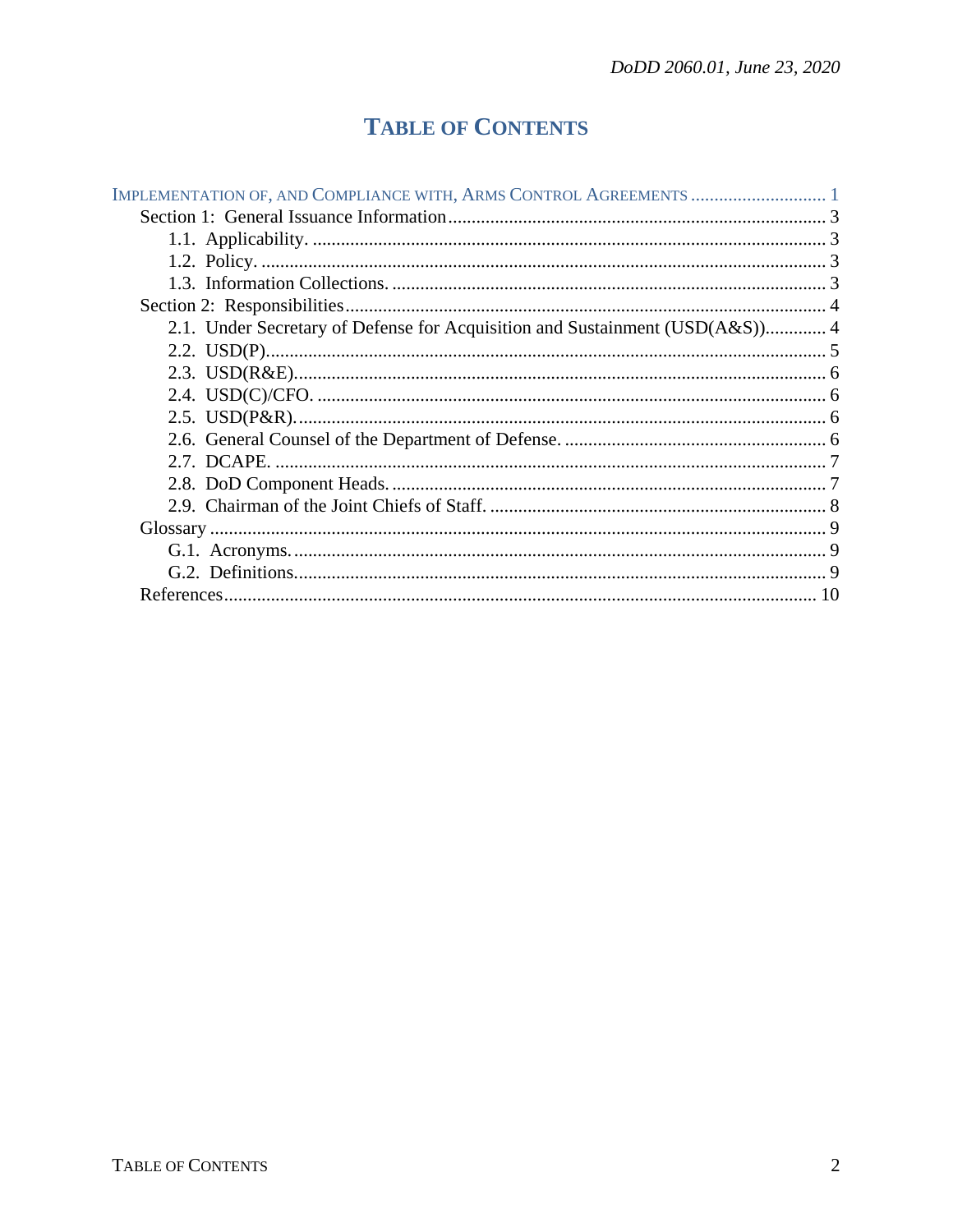# TABLE OF CONTENTS

IMPLEMENTATION OF, AND COMPLIANCE WITH, ARMS CONTROL AGREEMENTS ............................ 1

- Section 1: General Issuance Information ............................................................................... 3
  - 1.1. Applicability. ................................................................................................................ 3
  - 1.2. Policy. ........................................................................................................................... 3
  - 1.3. Information Collections. ................................................................................................ 3
- Section 2: Responsibilities ........................................................................................................ 4
  - 2.1. Under Secretary of Defense for Acquisition and Sustainment (USD(A&S))............ 4
  - 2.2. USD(P)........................................................................................................................... 5
  - 2.3. USD(R&E)..................................................................................................................... 6
  - 2.4. USD(C)/CFO. ................................................................................................................ 6
  - 2.5. USD(P&R)..................................................................................................................... 6
  - 2.6. General Counsel of the Department of Defense. ........................................................... 6
  - 2.7. DCAPE. ......................................................................................................................... 7
  - 2.8. DoD Component Heads. ............................................................................................... 7
  - 2.9. Chairman of the Joint Chiefs of Staff. ........................................................................... 8
- Glossary ..................................................................................................................................... 9
  - G.1. Acronyms. .................................................................................................................... 9
  - G.2. Definitions.................................................................................................................... 9
- References.................................................................................................................................. 10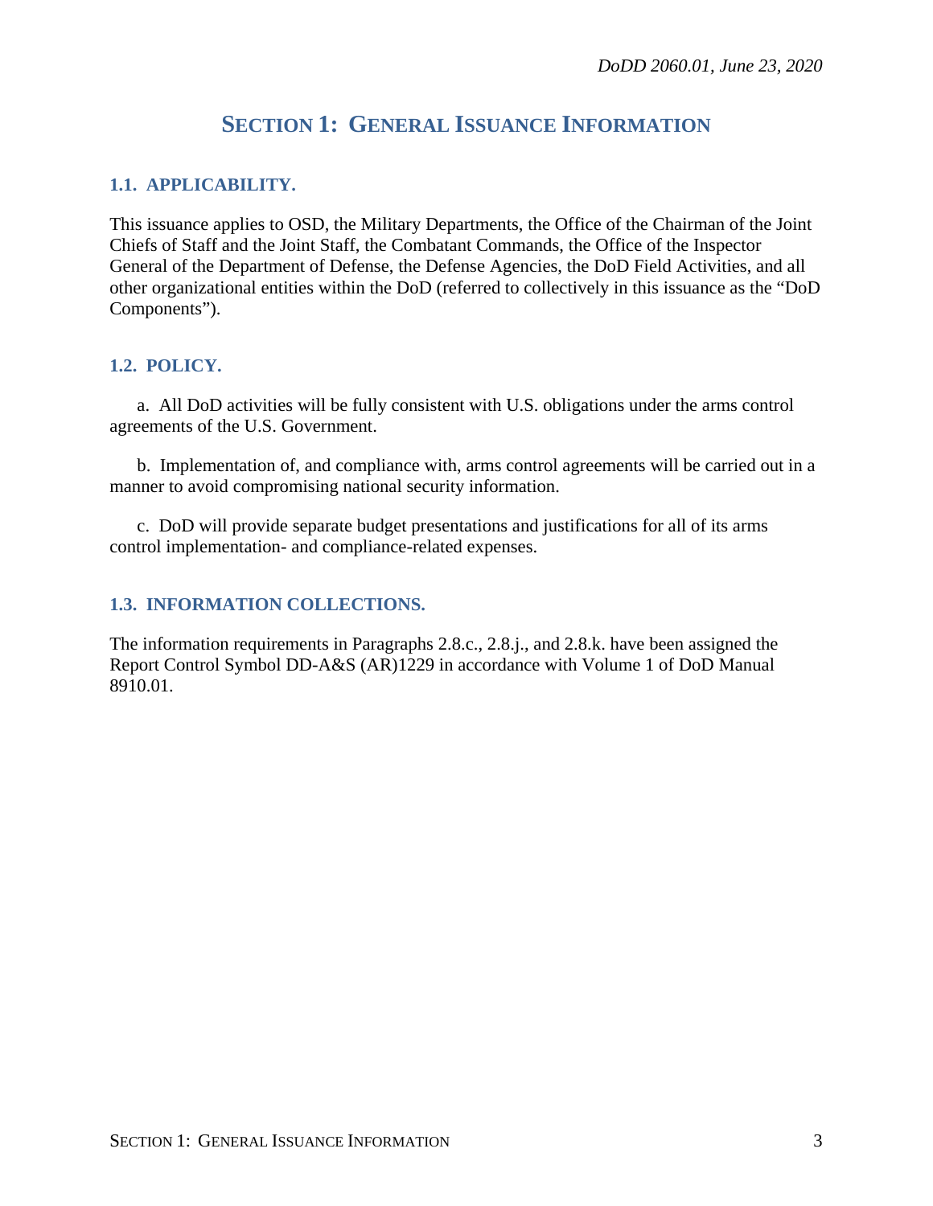# SECTION 1: GENERAL ISSUANCE INFORMATION

## 1.1. APPLICABILITY.

This issuance applies to OSD, the Military Departments, the Office of the Chairman of the Joint Chiefs of Staff and the Joint Staff, the Combatant Commands, the Office of the Inspector General of the Department of Defense, the Defense Agencies, the DoD Field Activities, and all other organizational entities within the DoD (referred to collectively in this issuance as the "DoD Components").

## 1.2. POLICY.

a. All DoD activities will be fully consistent with U.S. obligations under the arms control agreements of the U.S. Government.

b. Implementation of, and compliance with, arms control agreements will be carried out in a manner to avoid compromising national security information.

c. DoD will provide separate budget presentations and justifications for all of its arms control implementation- and compliance-related expenses.

## 1.3. INFORMATION COLLECTIONS.

The information requirements in Paragraphs 2.8.c., 2.8.j., and 2.8.k. have been assigned the Report Control Symbol DD-A&S (AR)1229 in accordance with Volume 1 of DoD Manual 8910.01.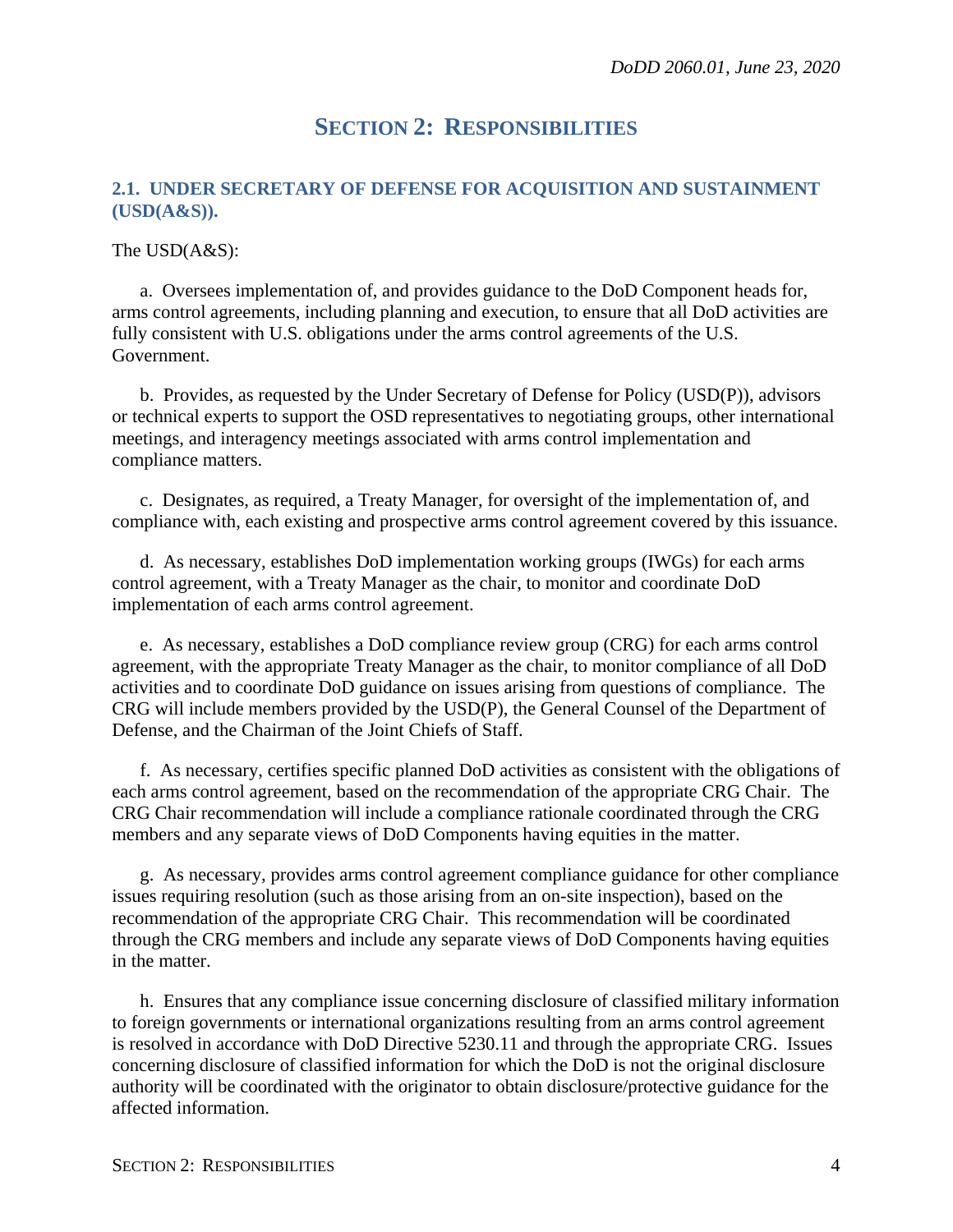# SECTION 2: RESPONSIBILITIES

## 2.1. UNDER SECRETARY OF DEFENSE FOR ACQUISITION AND SUSTAINMENT (USD(A&S)).

The USD(A&S):

a. Oversees implementation of, and provides guidance to the DoD Component heads for, arms control agreements, including planning and execution, to ensure that all DoD activities are fully consistent with U.S. obligations under the arms control agreements of the U.S. Government.

b. Provides, as requested by the Under Secretary of Defense for Policy (USD(P)), advisors or technical experts to support the OSD representatives to negotiating groups, other international meetings, and interagency meetings associated with arms control implementation and compliance matters.

c. Designates, as required, a Treaty Manager, for oversight of the implementation of, and compliance with, each existing and prospective arms control agreement covered by this issuance.

d. As necessary, establishes DoD implementation working groups (IWGs) for each arms control agreement, with a Treaty Manager as the chair, to monitor and coordinate DoD implementation of each arms control agreement.

e. As necessary, establishes a DoD compliance review group (CRG) for each arms control agreement, with the appropriate Treaty Manager as the chair, to monitor compliance of all DoD activities and to coordinate DoD guidance on issues arising from questions of compliance. The CRG will include members provided by the USD(P), the General Counsel of the Department of Defense, and the Chairman of the Joint Chiefs of Staff.

f. As necessary, certifies specific planned DoD activities as consistent with the obligations of each arms control agreement, based on the recommendation of the appropriate CRG Chair. The CRG Chair recommendation will include a compliance rationale coordinated through the CRG members and any separate views of DoD Components having equities in the matter.

g. As necessary, provides arms control agreement compliance guidance for other compliance issues requiring resolution (such as those arising from an on-site inspection), based on the recommendation of the appropriate CRG Chair. This recommendation will be coordinated through the CRG members and include any separate views of DoD Components having equities in the matter.

h. Ensures that any compliance issue concerning disclosure of classified military information to foreign governments or international organizations resulting from an arms control agreement is resolved in accordance with DoD Directive 5230.11 and through the appropriate CRG. Issues concerning disclosure of classified information for which the DoD is not the original disclosure authority will be coordinated with the originator to obtain disclosure/protective guidance for the affected information.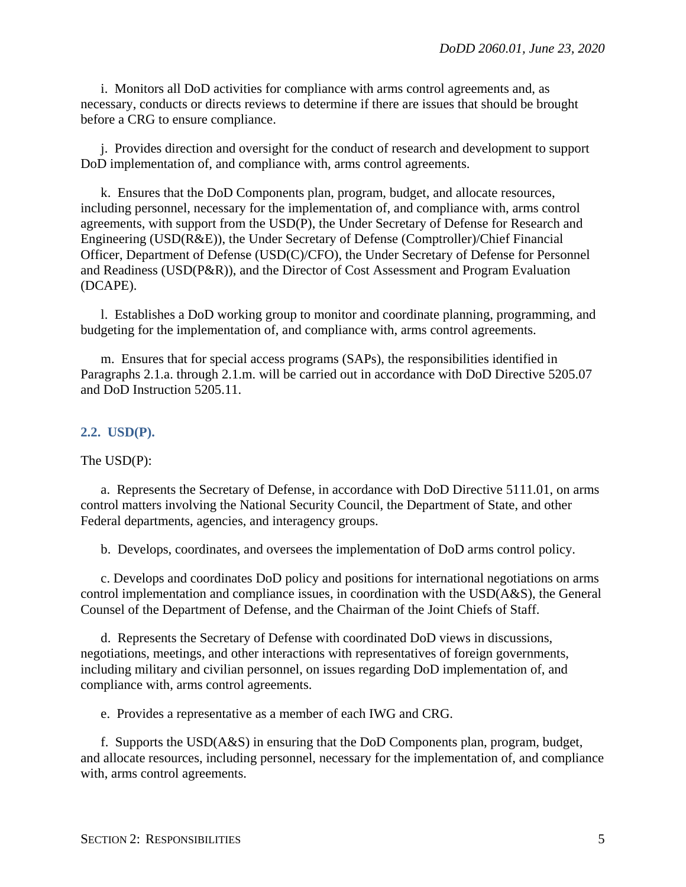i. Monitors all DoD activities for compliance with arms control agreements and, as necessary, conducts or directs reviews to determine if there are issues that should be brought before a CRG to ensure compliance.

j. Provides direction and oversight for the conduct of research and development to support DoD implementation of, and compliance with, arms control agreements.

k. Ensures that the DoD Components plan, program, budget, and allocate resources, including personnel, necessary for the implementation of, and compliance with, arms control agreements, with support from the USD(P), the Under Secretary of Defense for Research and Engineering (USD(R&E)), the Under Secretary of Defense (Comptroller)/Chief Financial Officer, Department of Defense (USD(C)/CFO), the Under Secretary of Defense for Personnel and Readiness (USD(P&R)), and the Director of Cost Assessment and Program Evaluation (DCAPE).

l. Establishes a DoD working group to monitor and coordinate planning, programming, and budgeting for the implementation of, and compliance with, arms control agreements.

m. Ensures that for special access programs (SAPs), the responsibilities identified in Paragraphs 2.1.a. through 2.1.m. will be carried out in accordance with DoD Directive 5205.07 and DoD Instruction 5205.11.

## 2.2. USD(P).

The USD(P):

a. Represents the Secretary of Defense, in accordance with DoD Directive 5111.01, on arms control matters involving the National Security Council, the Department of State, and other Federal departments, agencies, and interagency groups.

b. Develops, coordinates, and oversees the implementation of DoD arms control policy.

c. Develops and coordinates DoD policy and positions for international negotiations on arms control implementation and compliance issues, in coordination with the USD(A&S), the General Counsel of the Department of Defense, and the Chairman of the Joint Chiefs of Staff.

d. Represents the Secretary of Defense with coordinated DoD views in discussions, negotiations, meetings, and other interactions with representatives of foreign governments, including military and civilian personnel, on issues regarding DoD implementation of, and compliance with, arms control agreements.

e. Provides a representative as a member of each IWG and CRG.

f. Supports the USD(A&S) in ensuring that the DoD Components plan, program, budget, and allocate resources, including personnel, necessary for the implementation of, and compliance with, arms control agreements.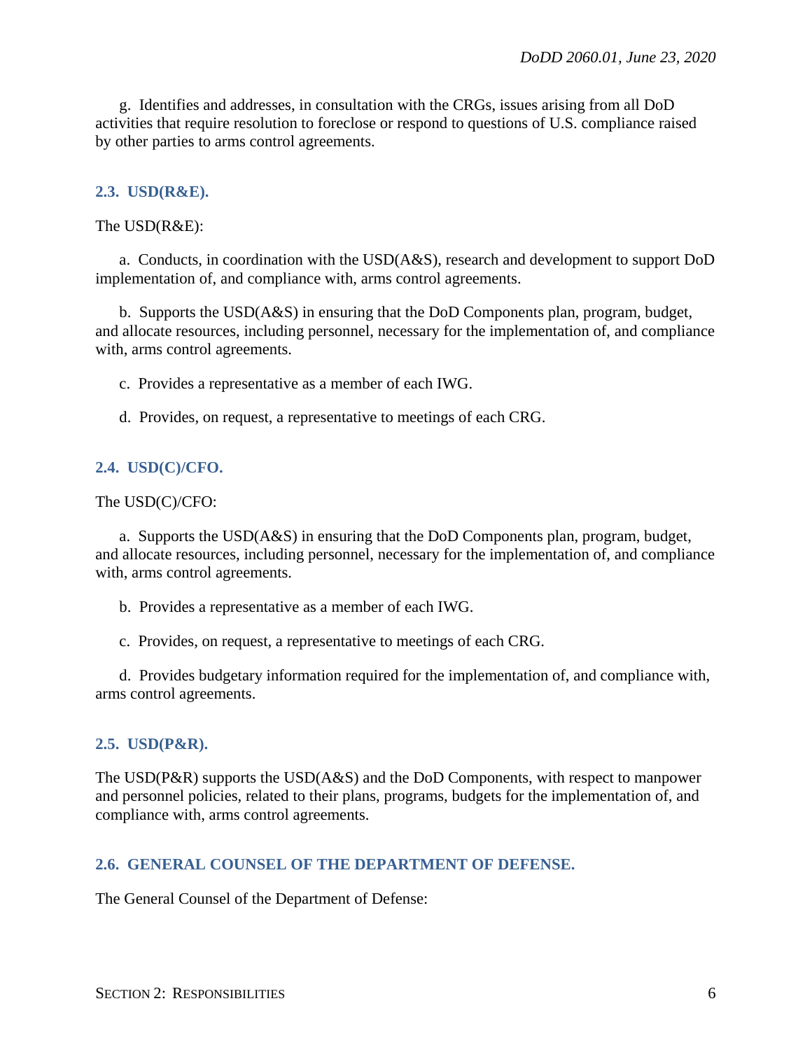g. Identifies and addresses, in consultation with the CRGs, issues arising from all DoD activities that require resolution to foreclose or respond to questions of U.S. compliance raised by other parties to arms control agreements.

### 2.3. USD(R&E).

The USD(R&E):

a. Conducts, in coordination with the USD(A&S), research and development to support DoD implementation of, and compliance with, arms control agreements.

b. Supports the USD(A&S) in ensuring that the DoD Components plan, program, budget, and allocate resources, including personnel, necessary for the implementation of, and compliance with, arms control agreements.

c. Provides a representative as a member of each IWG.

d. Provides, on request, a representative to meetings of each CRG.

### 2.4. USD(C)/CFO.

The USD(C)/CFO:

a. Supports the USD(A&S) in ensuring that the DoD Components plan, program, budget, and allocate resources, including personnel, necessary for the implementation of, and compliance with, arms control agreements.

b. Provides a representative as a member of each IWG.

c. Provides, on request, a representative to meetings of each CRG.

d. Provides budgetary information required for the implementation of, and compliance with, arms control agreements.

### 2.5. USD(P&R).

The USD(P&R) supports the USD(A&S) and the DoD Components, with respect to manpower and personnel policies, related to their plans, programs, budgets for the implementation of, and compliance with, arms control agreements.

### 2.6. GENERAL COUNSEL OF THE DEPARTMENT OF DEFENSE.

The General Counsel of the Department of Defense: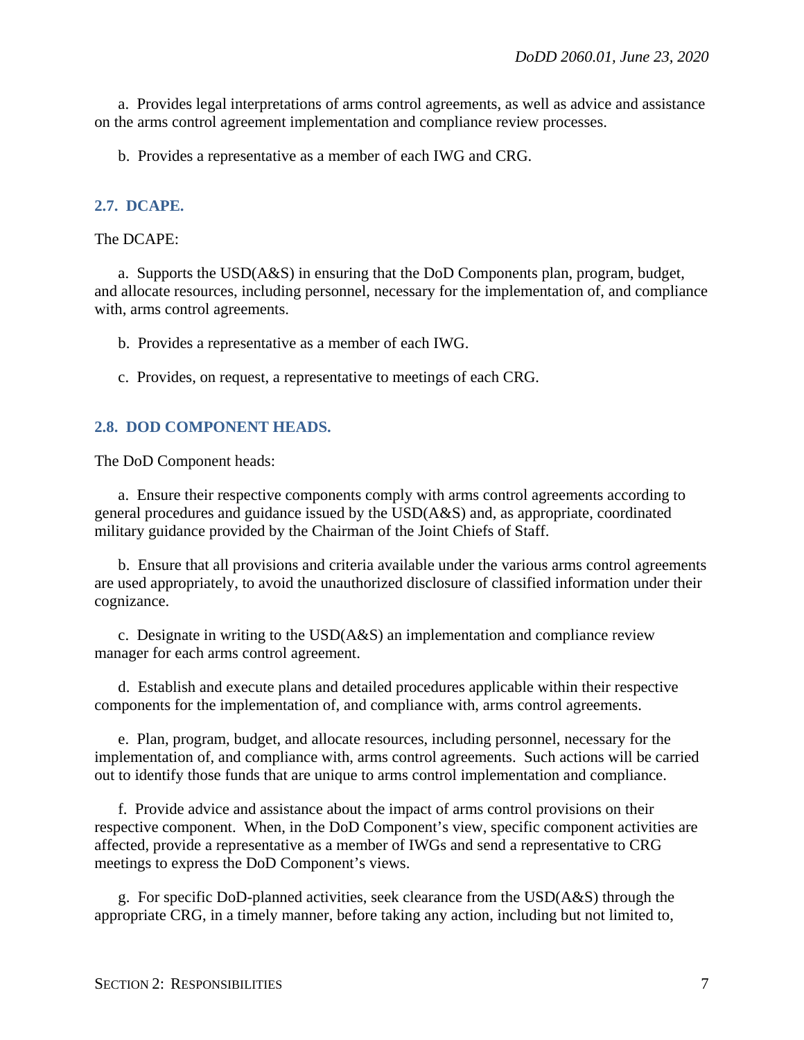a. Provides legal interpretations of arms control agreements, as well as advice and assistance on the arms control agreement implementation and compliance review processes.

b. Provides a representative as a member of each IWG and CRG.

## 2.7. DCAPE.

The DCAPE:

a. Supports the USD(A&S) in ensuring that the DoD Components plan, program, budget, and allocate resources, including personnel, necessary for the implementation of, and compliance with, arms control agreements.

b. Provides a representative as a member of each IWG.

c. Provides, on request, a representative to meetings of each CRG.

## 2.8. DOD COMPONENT HEADS.

The DoD Component heads:

a. Ensure their respective components comply with arms control agreements according to general procedures and guidance issued by the USD(A&S) and, as appropriate, coordinated military guidance provided by the Chairman of the Joint Chiefs of Staff.

b. Ensure that all provisions and criteria available under the various arms control agreements are used appropriately, to avoid the unauthorized disclosure of classified information under their cognizance.

c. Designate in writing to the USD(A&S) an implementation and compliance review manager for each arms control agreement.

d. Establish and execute plans and detailed procedures applicable within their respective components for the implementation of, and compliance with, arms control agreements.

e. Plan, program, budget, and allocate resources, including personnel, necessary for the implementation of, and compliance with, arms control agreements. Such actions will be carried out to identify those funds that are unique to arms control implementation and compliance.

f. Provide advice and assistance about the impact of arms control provisions on their respective component. When, in the DoD Component's view, specific component activities are affected, provide a representative as a member of IWGs and send a representative to CRG meetings to express the DoD Component's views.

g. For specific DoD-planned activities, seek clearance from the USD(A&S) through the appropriate CRG, in a timely manner, before taking any action, including but not limited to,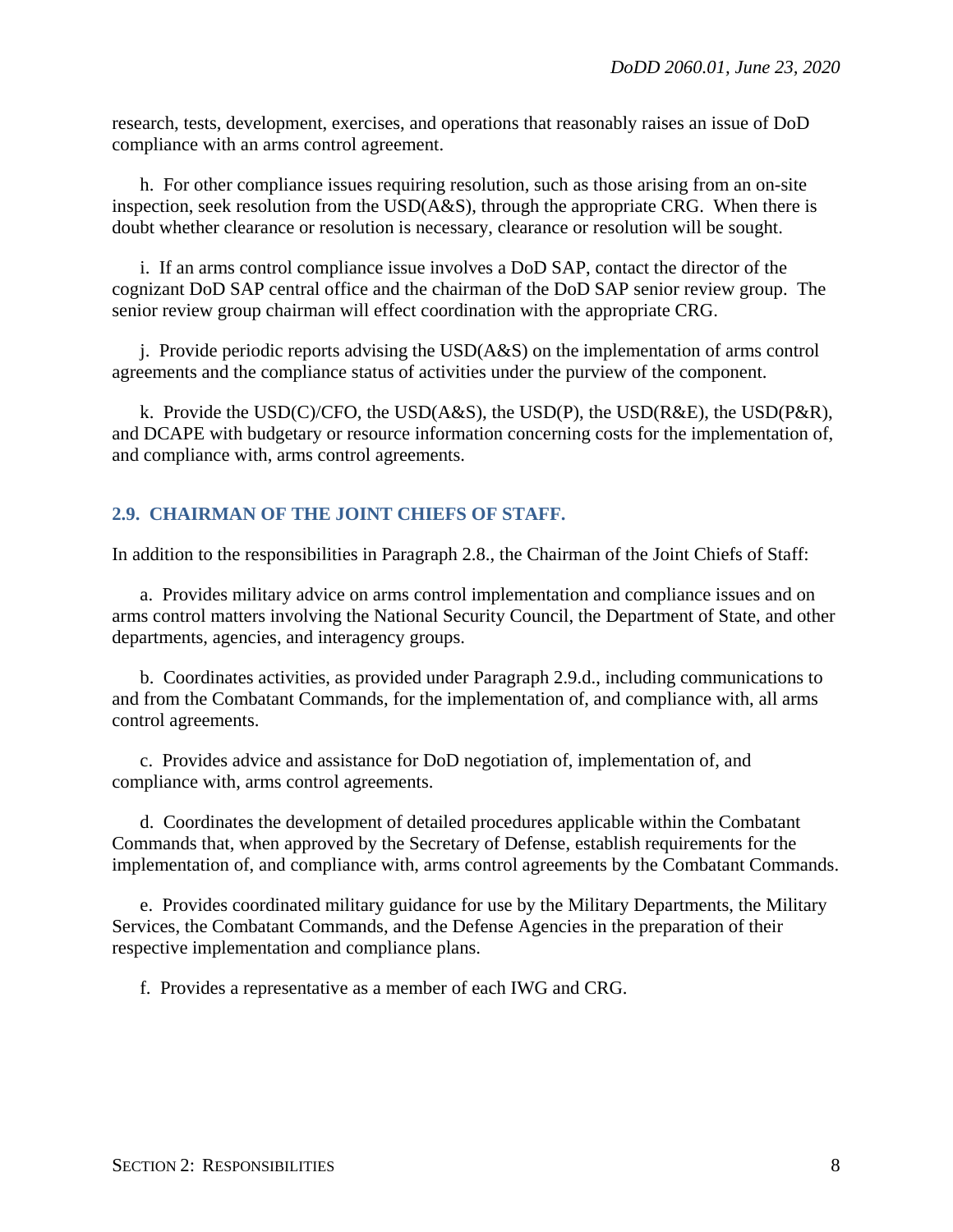research, tests, development, exercises, and operations that reasonably raises an issue of DoD compliance with an arms control agreement.

h. For other compliance issues requiring resolution, such as those arising from an on-site inspection, seek resolution from the USD(A&S), through the appropriate CRG. When there is doubt whether clearance or resolution is necessary, clearance or resolution will be sought.

i. If an arms control compliance issue involves a DoD SAP, contact the director of the cognizant DoD SAP central office and the chairman of the DoD SAP senior review group. The senior review group chairman will effect coordination with the appropriate CRG.

j. Provide periodic reports advising the USD(A&S) on the implementation of arms control agreements and the compliance status of activities under the purview of the component.

k. Provide the USD(C)/CFO, the USD(A&S), the USD(P), the USD(R&E), the USD(P&R), and DCAPE with budgetary or resource information concerning costs for the implementation of, and compliance with, arms control agreements.

## 2.9. CHAIRMAN OF THE JOINT CHIEFS OF STAFF.

In addition to the responsibilities in Paragraph 2.8., the Chairman of the Joint Chiefs of Staff:

a. Provides military advice on arms control implementation and compliance issues and on arms control matters involving the National Security Council, the Department of State, and other departments, agencies, and interagency groups.

b. Coordinates activities, as provided under Paragraph 2.9.d., including communications to and from the Combatant Commands, for the implementation of, and compliance with, all arms control agreements.

c. Provides advice and assistance for DoD negotiation of, implementation of, and compliance with, arms control agreements.

d. Coordinates the development of detailed procedures applicable within the Combatant Commands that, when approved by the Secretary of Defense, establish requirements for the implementation of, and compliance with, arms control agreements by the Combatant Commands.

e. Provides coordinated military guidance for use by the Military Departments, the Military Services, the Combatant Commands, and the Defense Agencies in the preparation of their respective implementation and compliance plans.

f. Provides a representative as a member of each IWG and CRG.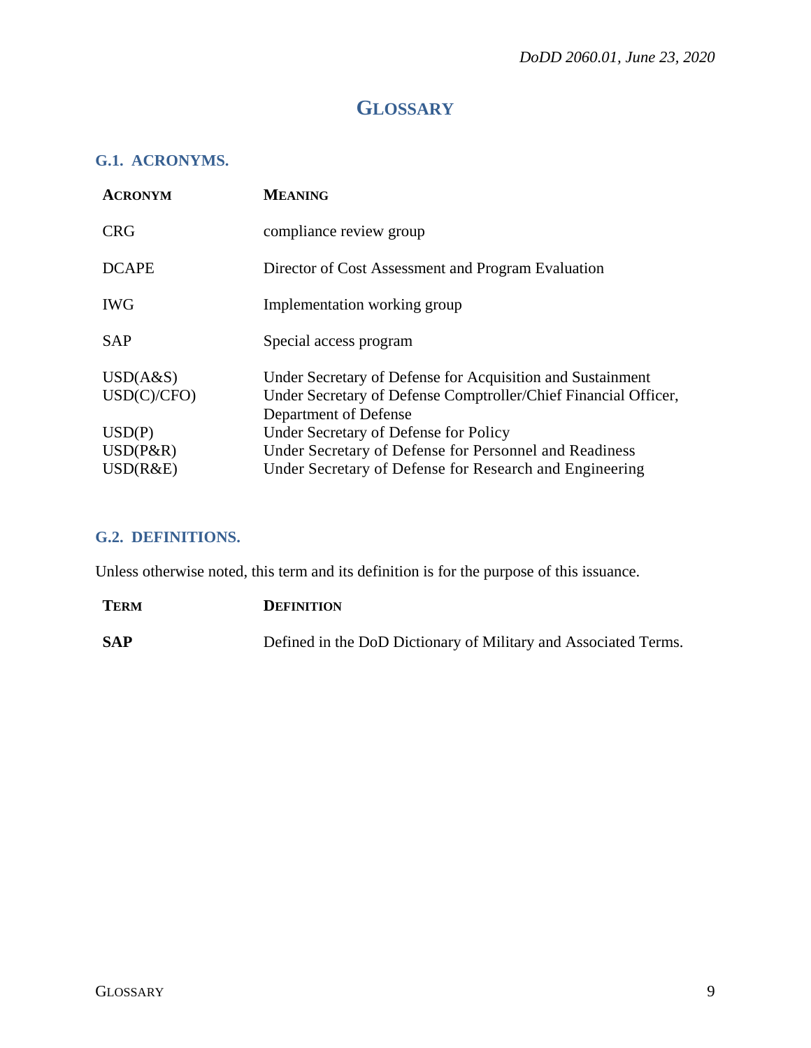# GLOSSARY

## G.1. ACRONYMS.

| ACRONYM | MEANING |
|---|---|
| CRG | compliance review group |
| DCAPE | Director of Cost Assessment and Program Evaluation |
| IWG | Implementation working group |
| SAP | Special access program |
| USD(A&S) | Under Secretary of Defense for Acquisition and Sustainment |
| USD(C)/CFO) | Under Secretary of Defense Comptroller/Chief Financial Officer, Department of Defense |
| USD(P) | Under Secretary of Defense for Policy |
| USD(P&R) | Under Secretary of Defense for Personnel and Readiness |
| USD(R&E) | Under Secretary of Defense for Research and Engineering |

## G.2. DEFINITIONS.

Unless otherwise noted, this term and its definition is for the purpose of this issuance.

| TERM | DEFINITION |
|---|---|
| **SAP** | Defined in the DoD Dictionary of Military and Associated Terms. |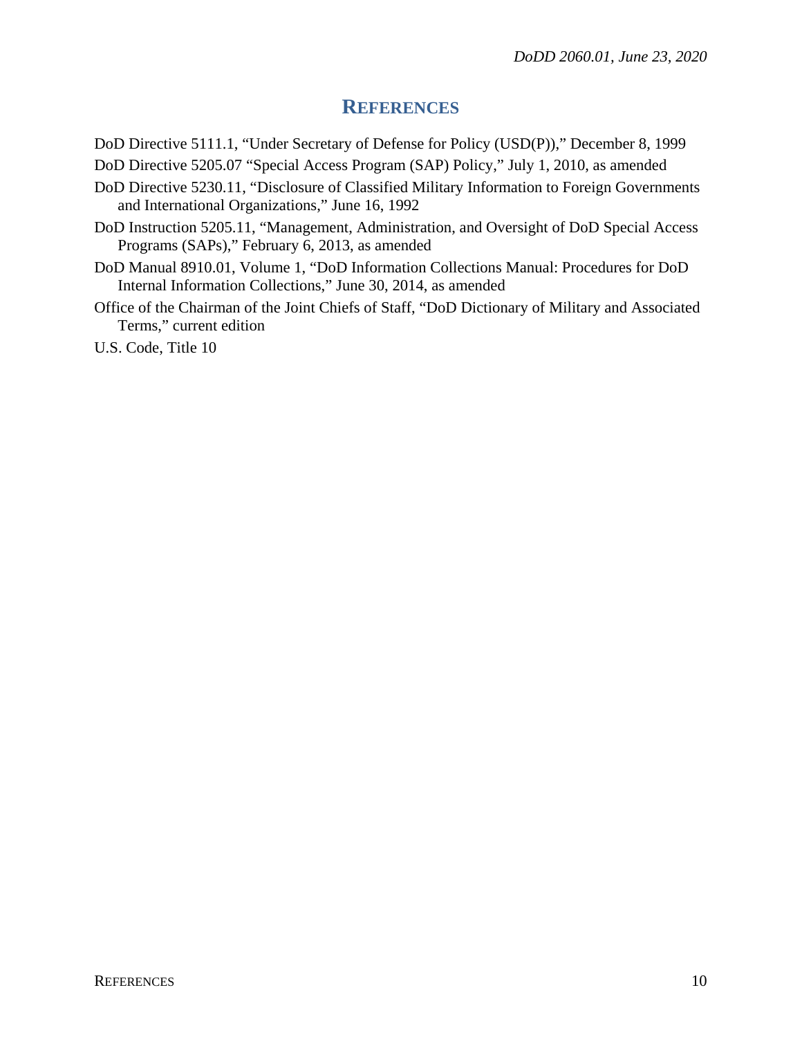# REFERENCES

DoD Directive 5111.1, "Under Secretary of Defense for Policy (USD(P))," December 8, 1999

DoD Directive 5205.07 "Special Access Program (SAP) Policy," July 1, 2010, as amended

DoD Directive 5230.11, "Disclosure of Classified Military Information to Foreign Governments and International Organizations," June 16, 1992

DoD Instruction 5205.11, "Management, Administration, and Oversight of DoD Special Access Programs (SAPs)," February 6, 2013, as amended

DoD Manual 8910.01, Volume 1, "DoD Information Collections Manual: Procedures for DoD Internal Information Collections," June 30, 2014, as amended

Office of the Chairman of the Joint Chiefs of Staff, "DoD Dictionary of Military and Associated Terms," current edition

U.S. Code, Title 10